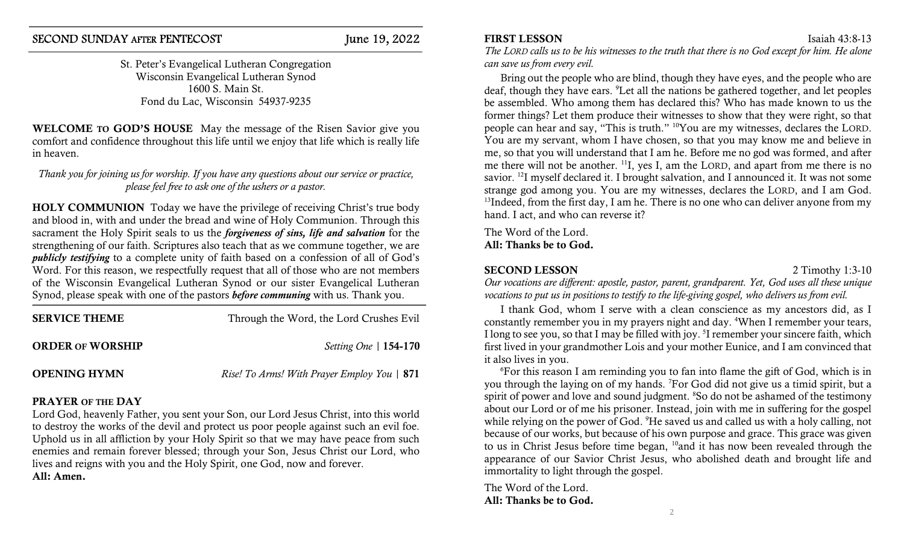## SECOND SUNDAY AFTER PENTECOST — June 19, 2022

St. Peter's Evangelical Lutheran Congregation
Wisconsin Evangelical Lutheran Synod
1600 S. Main St.
Fond du Lac, Wisconsin 54937-9235

**WELCOME TO GOD'S HOUSE** May the message of the Risen Savior give you comfort and confidence throughout this life until we enjoy that life which is really life in heaven.

*Thank you for joining us for worship. If you have any questions about our service or practice, please feel free to ask one of the ushers or a pastor.*

**HOLY COMMUNION** Today we have the privilege of receiving Christ's true body and blood in, with and under the bread and wine of Holy Communion. Through this sacrament the Holy Spirit seals to us the ***forgiveness of sins, life and salvation*** for the strengthening of our faith. Scriptures also teach that as we commune together, we are ***publicly testifying*** to a complete unity of faith based on a confession of all of God's Word. For this reason, we respectfully request that all of those who are not members of the Wisconsin Evangelical Lutheran Synod or our sister Evangelical Lutheran Synod, please speak with one of the pastors ***before communing*** with us. Thank you.

**SERVICE THEME** — Through the Word, the Lord Crushes Evil

**ORDER OF WORSHIP** — *Setting One* | **154-170**

**OPENING HYMN** — *Rise! To Arms! With Prayer Employ You* | **871**

**PRAYER OF THE DAY**

Lord God, heavenly Father, you sent your Son, our Lord Jesus Christ, into this world to destroy the works of the devil and protect us poor people against such an evil foe. Uphold us in all affliction by your Holy Spirit so that we may have peace from such enemies and remain forever blessed; through your Son, Jesus Christ our Lord, who lives and reigns with you and the Holy Spirit, one God, now and forever.
**All: Amen.**

**FIRST LESSON** — Isaiah 43:8-13

*The LORD calls us to be his witnesses to the truth that there is no God except for him. He alone can save us from every evil.*

Bring out the people who are blind, though they have eyes, and the people who are deaf, though they have ears. [9]Let all the nations be gathered together, and let peoples be assembled. Who among them has declared this? Who has made known to us the former things? Let them produce their witnesses to show that they were right, so that people can hear and say, "This is truth." [10]You are my witnesses, declares the LORD. You are my servant, whom I have chosen, so that you may know me and believe in me, so that you will understand that I am he. Before me no god was formed, and after me there will not be another. [11]I, yes I, am the LORD, and apart from me there is no savior. [12]I myself declared it. I brought salvation, and I announced it. It was not some strange god among you. You are my witnesses, declares the LORD, and I am God. [13]Indeed, from the first day, I am he. There is no one who can deliver anyone from my hand. I act, and who can reverse it?

The Word of the Lord.
**All: Thanks be to God.**

**SECOND LESSON** — 2 Timothy 1:3-10

*Our vocations are different: apostle, pastor, parent, grandparent. Yet, God uses all these unique vocations to put us in positions to testify to the life-giving gospel, who delivers us from evil.*

I thank God, whom I serve with a clean conscience as my ancestors did, as I constantly remember you in my prayers night and day. [4]When I remember your tears, I long to see you, so that I may be filled with joy. [5]I remember your sincere faith, which first lived in your grandmother Lois and your mother Eunice, and I am convinced that it also lives in you.

[6]For this reason I am reminding you to fan into flame the gift of God, which is in you through the laying on of my hands. [7]For God did not give us a timid spirit, but a spirit of power and love and sound judgment. [8]So do not be ashamed of the testimony about our Lord or of me his prisoner. Instead, join with me in suffering for the gospel while relying on the power of God. [9]He saved us and called us with a holy calling, not because of our works, but because of his own purpose and grace. This grace was given to us in Christ Jesus before time began, [10]and it has now been revealed through the appearance of our Savior Christ Jesus, who abolished death and brought life and immortality to light through the gospel.

The Word of the Lord.
**All: Thanks be to God.**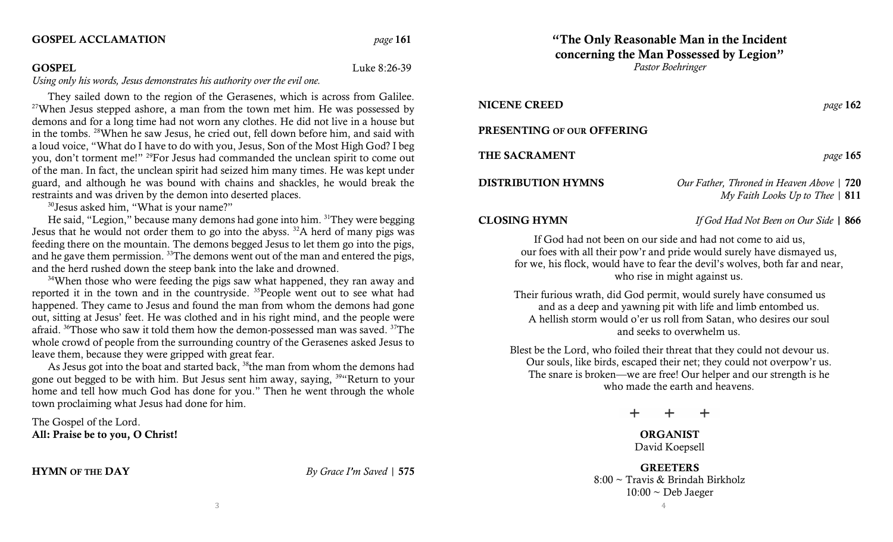**GOSPEL ACCLAMATION** *page* **161**

**GOSPEL** Luke 8:26-39

*Using only his words, Jesus demonstrates his authority over the evil one.*

They sailed down to the region of the Gerasenes, which is across from Galilee. [27]When Jesus stepped ashore, a man from the town met him. He was possessed by demons and for a long time had not worn any clothes. He did not live in a house but in the tombs. [28]When he saw Jesus, he cried out, fell down before him, and said with a loud voice, "What do I have to do with you, Jesus, Son of the Most High God? I beg you, don't torment me!" [29]For Jesus had commanded the unclean spirit to come out of the man. In fact, the unclean spirit had seized him many times. He was kept under guard, and although he was bound with chains and shackles, he would break the restraints and was driven by the demon into deserted places.

[30]Jesus asked him, "What is your name?"

He said, "Legion," because many demons had gone into him. [31]They were begging Jesus that he would not order them to go into the abyss. [32]A herd of many pigs was feeding there on the mountain. The demons begged Jesus to let them go into the pigs, and he gave them permission. [33]The demons went out of the man and entered the pigs, and the herd rushed down the steep bank into the lake and drowned.

[34]When those who were feeding the pigs saw what happened, they ran away and reported it in the town and in the countryside. [35]People went out to see what had happened. They came to Jesus and found the man from whom the demons had gone out, sitting at Jesus' feet. He was clothed and in his right mind, and the people were afraid. [36]Those who saw it told them how the demon-possessed man was saved. [37]The whole crowd of people from the surrounding country of the Gerasenes asked Jesus to leave them, because they were gripped with great fear.

As Jesus got into the boat and started back, [38]the man from whom the demons had gone out begged to be with him. But Jesus sent him away, saying, [39]"Return to your home and tell how much God has done for you." Then he went through the whole town proclaiming what Jesus had done for him.

The Gospel of the Lord.
**All: Praise be to you, O Christ!**

**HYMN OF THE DAY** *By Grace I'm Saved* | **575**

## "The Only Reasonable Man in the Incident concerning the Man Possessed by Legion"

*Pastor Boehringer*

**NICENE CREED** *page* **162**

**PRESENTING OF OUR OFFERING**

**THE SACRAMENT** *page* **165**

**DISTRIBUTION HYMNS** *Our Father, Throned in Heaven Above* | **720**
*My Faith Looks Up to Thee* | **811**

**CLOSING HYMN** *If God Had Not Been on Our Side* | **866**

If God had not been on our side and had not come to aid us,
our foes with all their pow'r and pride would surely have dismayed us,
for we, his flock, would have to fear the devil's wolves, both far and near,
who rise in might against us.

Their furious wrath, did God permit, would surely have consumed us
and as a deep and yawning pit with life and limb entombed us.
A hellish storm would o'er us roll from Satan, who desires our soul
and seeks to overwhelm us.

Blest be the Lord, who foiled their threat that they could not devour us.
Our souls, like birds, escaped their net; they could not overpow'r us.
The snare is broken—we are free! Our helper and our strength is he
who made the earth and heavens.

+ + +

**ORGANIST**
David Koepsell

**GREETERS**
8:00 ~ Travis & Brindah Birkholz
10:00 ~ Deb Jaeger